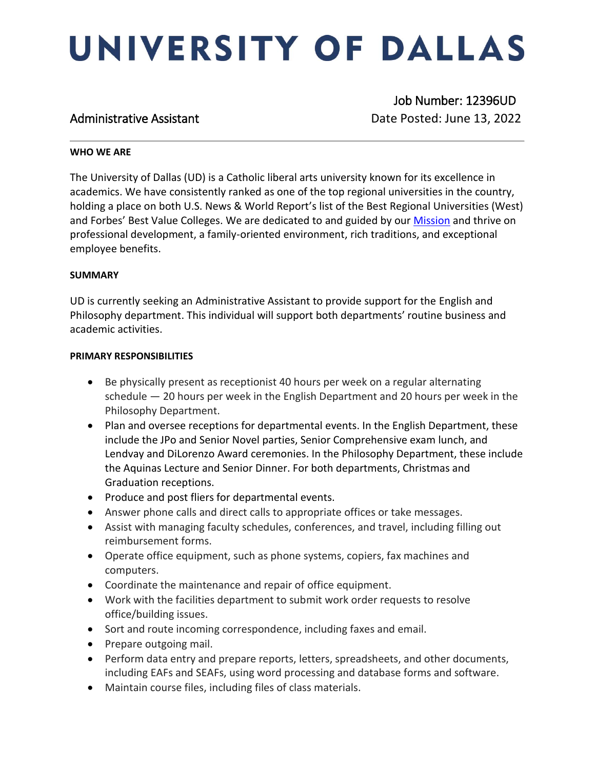# UNIVERSITY OF DALLAS

Job Number: 12396UD

## Administrative Assistant

Date Posted: June 13, 2022

---

**WHO WE ARE**

The University of Dallas (UD) is a Catholic liberal arts university known for its excellence in academics. We have consistently ranked as one of the top regional universities in the country, holding a place on both U.S. News & World Report's list of the Best Regional Universities (West) and Forbes' Best Value Colleges. We are dedicated to and guided by our Mission and thrive on professional development, a family-oriented environment, rich traditions, and exceptional employee benefits.

**SUMMARY**

UD is currently seeking an Administrative Assistant to provide support for the English and Philosophy department. This individual will support both departments' routine business and academic activities.

**PRIMARY RESPONSIBILITIES**

- Be physically present as receptionist 40 hours per week on a regular alternating schedule — 20 hours per week in the English Department and 20 hours per week in the Philosophy Department.
- Plan and oversee receptions for departmental events. In the English Department, these include the JPo and Senior Novel parties, Senior Comprehensive exam lunch, and Lendvay and DiLorenzo Award ceremonies. In the Philosophy Department, these include the Aquinas Lecture and Senior Dinner. For both departments, Christmas and Graduation receptions.
- Produce and post fliers for departmental events.
- Answer phone calls and direct calls to appropriate offices or take messages.
- Assist with managing faculty schedules, conferences, and travel, including filling out reimbursement forms.
- Operate office equipment, such as phone systems, copiers, fax machines and computers.
- Coordinate the maintenance and repair of office equipment.
- Work with the facilities department to submit work order requests to resolve office/building issues.
- Sort and route incoming correspondence, including faxes and email.
- Prepare outgoing mail.
- Perform data entry and prepare reports, letters, spreadsheets, and other documents, including EAFs and SEAFs, using word processing and database forms and software.
- Maintain course files, including files of class materials.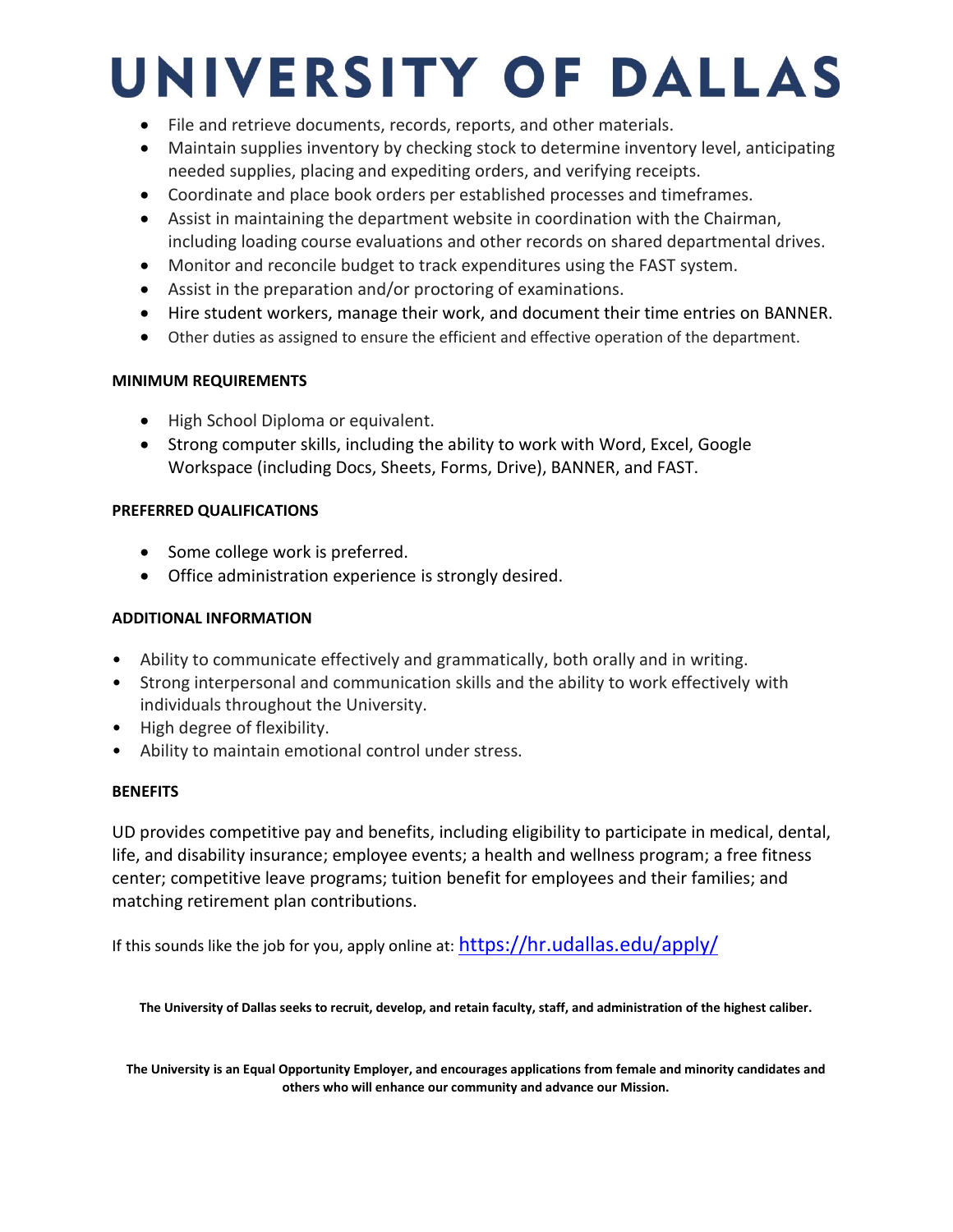- File and retrieve documents, records, reports, and other materials.
- Maintain supplies inventory by checking stock to determine inventory level, anticipating needed supplies, placing and expediting orders, and verifying receipts.
- Coordinate and place book orders per established processes and timeframes.
- Assist in maintaining the department website in coordination with the Chairman, including loading course evaluations and other records on shared departmental drives.
- Monitor and reconcile budget to track expenditures using the FAST system.
- Assist in the preparation and/or proctoring of examinations.
- Hire student workers, manage their work, and document their time entries on BANNER.
- Other duties as assigned to ensure the efficient and effective operation of the department.

**MINIMUM REQUIREMENTS**

- High School Diploma or equivalent.
- Strong computer skills, including the ability to work with Word, Excel, Google Workspace (including Docs, Sheets, Forms, Drive), BANNER, and FAST.

**PREFERRED QUALIFICATIONS**

- Some college work is preferred.
- Office administration experience is strongly desired.

**ADDITIONAL INFORMATION**

- Ability to communicate effectively and grammatically, both orally and in writing.
- Strong interpersonal and communication skills and the ability to work effectively with individuals throughout the University.
- High degree of flexibility.
- Ability to maintain emotional control under stress.

**BENEFITS**

UD provides competitive pay and benefits, including eligibility to participate in medical, dental, life, and disability insurance; employee events; a health and wellness program; a free fitness center; competitive leave programs; tuition benefit for employees and their families; and matching retirement plan contributions.

If this sounds like the job for you, apply online at: https://hr.udallas.edu/apply/

**The University of Dallas seeks to recruit, develop, and retain faculty, staff, and administration of the highest caliber.**

**The University is an Equal Opportunity Employer, and encourages applications from female and minority candidates and others who will enhance our community and advance our Mission.**